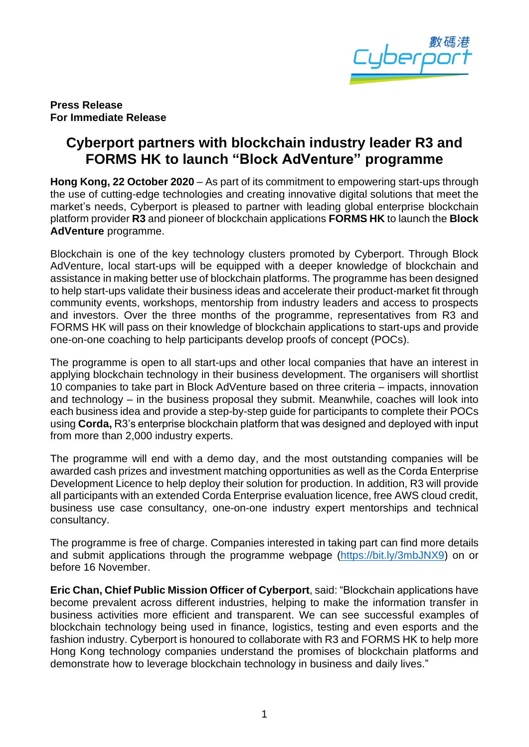**Press Release**
**For Immediate Release**

# Cyberport partners with blockchain industry leader R3 and FORMS HK to launch "Block AdVenture" programme

**Hong Kong, 22 October 2020** – As part of its commitment to empowering start-ups through the use of cutting-edge technologies and creating innovative digital solutions that meet the market's needs, Cyberport is pleased to partner with leading global enterprise blockchain platform provider **R3** and pioneer of blockchain applications **FORMS HK** to launch the **Block AdVenture** programme.

Blockchain is one of the key technology clusters promoted by Cyberport. Through Block AdVenture, local start-ups will be equipped with a deeper knowledge of blockchain and assistance in making better use of blockchain platforms. The programme has been designed to help start-ups validate their business ideas and accelerate their product-market fit through community events, workshops, mentorship from industry leaders and access to prospects and investors. Over the three months of the programme, representatives from R3 and FORMS HK will pass on their knowledge of blockchain applications to start-ups and provide one-on-one coaching to help participants develop proofs of concept (POCs).

The programme is open to all start-ups and other local companies that have an interest in applying blockchain technology in their business development. The organisers will shortlist 10 companies to take part in Block AdVenture based on three criteria – impacts, innovation and technology – in the business proposal they submit. Meanwhile, coaches will look into each business idea and provide a step-by-step guide for participants to complete their POCs using **Corda,** R3's enterprise blockchain platform that was designed and deployed with input from more than 2,000 industry experts.

The programme will end with a demo day, and the most outstanding companies will be awarded cash prizes and investment matching opportunities as well as the Corda Enterprise Development Licence to help deploy their solution for production. In addition, R3 will provide all participants with an extended Corda Enterprise evaluation licence, free AWS cloud credit, business use case consultancy, one-on-one industry expert mentorships and technical consultancy.

The programme is free of charge. Companies interested in taking part can find more details and submit applications through the programme webpage (https://bit.ly/3mbJNX9) on or before 16 November.

**Eric Chan, Chief Public Mission Officer of Cyberport**, said: "Blockchain applications have become prevalent across different industries, helping to make the information transfer in business activities more efficient and transparent. We can see successful examples of blockchain technology being used in finance, logistics, testing and even esports and the fashion industry. Cyberport is honoured to collaborate with R3 and FORMS HK to help more Hong Kong technology companies understand the promises of blockchain platforms and demonstrate how to leverage blockchain technology in business and daily lives."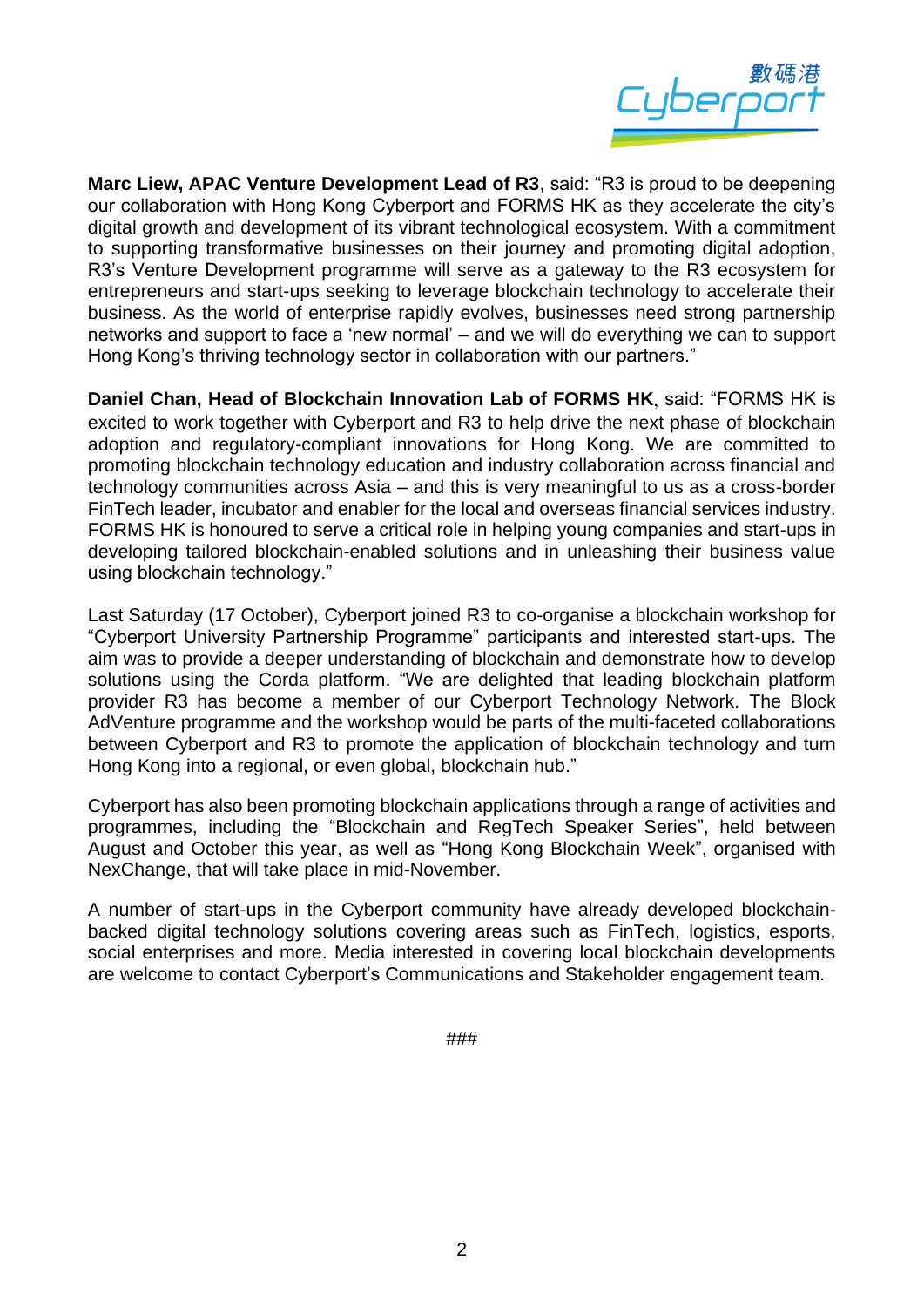**Marc Liew, APAC Venture Development Lead of R3**, said: "R3 is proud to be deepening our collaboration with Hong Kong Cyberport and FORMS HK as they accelerate the city's digital growth and development of its vibrant technological ecosystem. With a commitment to supporting transformative businesses on their journey and promoting digital adoption, R3's Venture Development programme will serve as a gateway to the R3 ecosystem for entrepreneurs and start-ups seeking to leverage blockchain technology to accelerate their business. As the world of enterprise rapidly evolves, businesses need strong partnership networks and support to face a 'new normal' – and we will do everything we can to support Hong Kong's thriving technology sector in collaboration with our partners."

**Daniel Chan, Head of Blockchain Innovation Lab of FORMS HK**, said: "FORMS HK is excited to work together with Cyberport and R3 to help drive the next phase of blockchain adoption and regulatory-compliant innovations for Hong Kong. We are committed to promoting blockchain technology education and industry collaboration across financial and technology communities across Asia – and this is very meaningful to us as a cross-border FinTech leader, incubator and enabler for the local and overseas financial services industry. FORMS HK is honoured to serve a critical role in helping young companies and start-ups in developing tailored blockchain-enabled solutions and in unleashing their business value using blockchain technology."

Last Saturday (17 October), Cyberport joined R3 to co-organise a blockchain workshop for "Cyberport University Partnership Programme" participants and interested start-ups. The aim was to provide a deeper understanding of blockchain and demonstrate how to develop solutions using the Corda platform. "We are delighted that leading blockchain platform provider R3 has become a member of our Cyberport Technology Network. The Block AdVenture programme and the workshop would be parts of the multi-faceted collaborations between Cyberport and R3 to promote the application of blockchain technology and turn Hong Kong into a regional, or even global, blockchain hub."

Cyberport has also been promoting blockchain applications through a range of activities and programmes, including the "Blockchain and RegTech Speaker Series", held between August and October this year, as well as "Hong Kong Blockchain Week", organised with NexChange, that will take place in mid-November.

A number of start-ups in the Cyberport community have already developed blockchain-backed digital technology solutions covering areas such as FinTech, logistics, esports, social enterprises and more. Media interested in covering local blockchain developments are welcome to contact Cyberport's Communications and Stakeholder engagement team.

###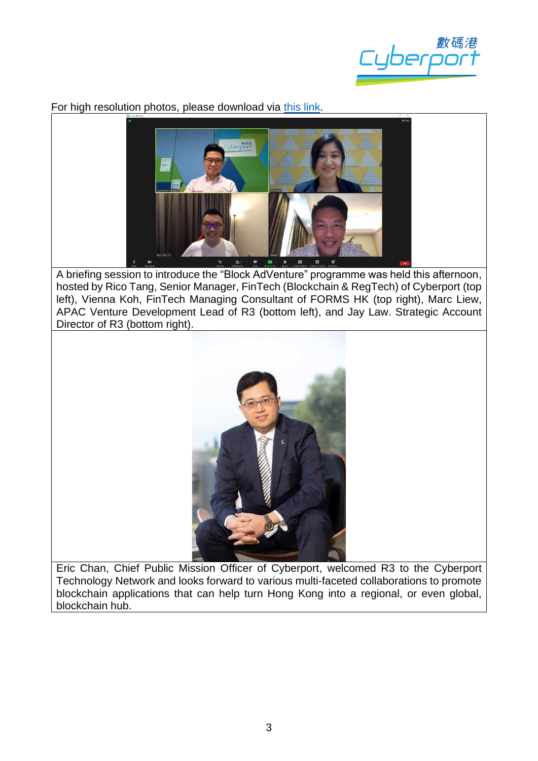For high resolution photos, please download via [this link](this link).

A briefing session to introduce the "Block AdVenture" programme was held this afternoon, hosted by Rico Tang, Senior Manager, FinTech (Blockchain & RegTech) of Cyberport (top left), Vienna Koh, FinTech Managing Consultant of FORMS HK (top right), Marc Liew, APAC Venture Development Lead of R3 (bottom left), and Jay Law. Strategic Account Director of R3 (bottom right).

Eric Chan, Chief Public Mission Officer of Cyberport, welcomed R3 to the Cyberport Technology Network and looks forward to various multi-faceted collaborations to promote blockchain applications that can help turn Hong Kong into a regional, or even global, blockchain hub.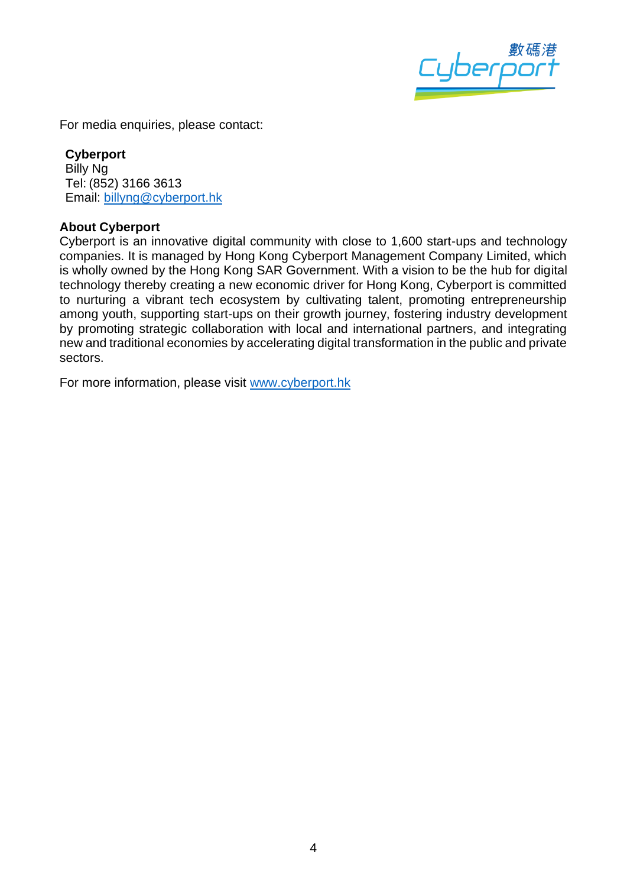For media enquiries, please contact:

**Cyberport**
Billy Ng
Tel: (852) 3166 3613
Email: billyng@cyberport.hk

**About Cyberport**

Cyberport is an innovative digital community with close to 1,600 start-ups and technology companies. It is managed by Hong Kong Cyberport Management Company Limited, which is wholly owned by the Hong Kong SAR Government. With a vision to be the hub for digital technology thereby creating a new economic driver for Hong Kong, Cyberport is committed to nurturing a vibrant tech ecosystem by cultivating talent, promoting entrepreneurship among youth, supporting start-ups on their growth journey, fostering industry development by promoting strategic collaboration with local and international partners, and integrating new and traditional economies by accelerating digital transformation in the public and private sectors.

For more information, please visit www.cyberport.hk